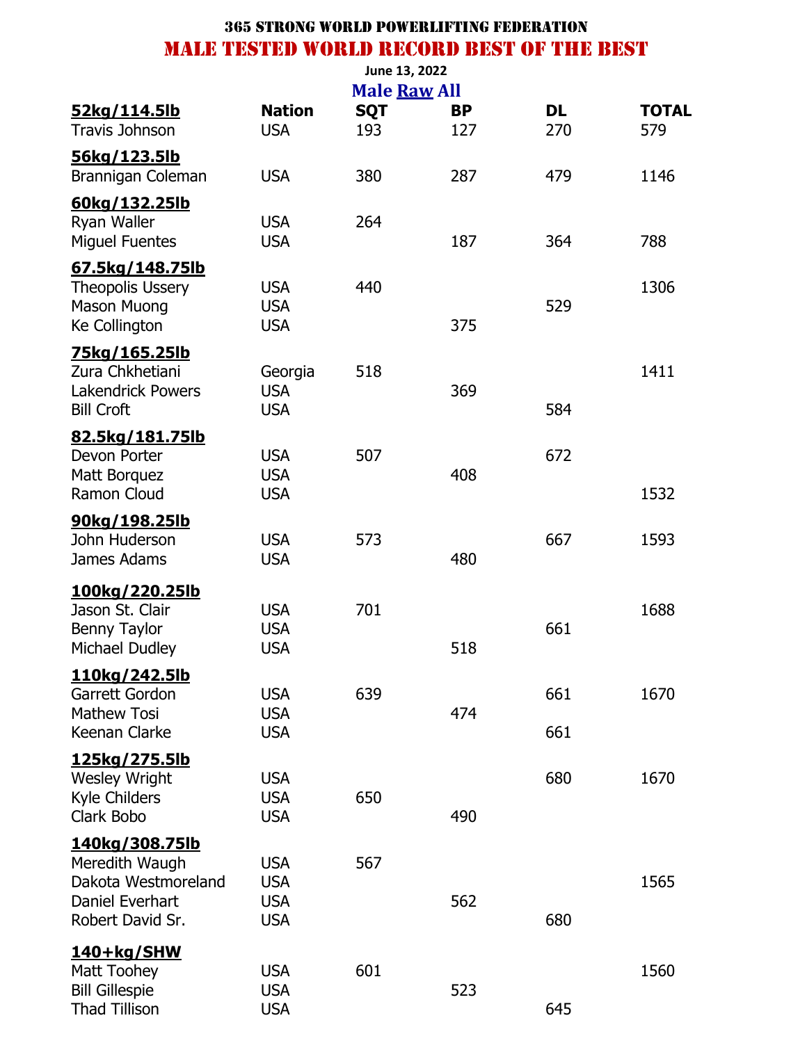# 365 STRONG WORLD POWERLIFTING FEDERATION

## MALE TESTED WORLD RECORD BEST OF THE BEST

June 13, 2022

### Male Raw All

| 52kg/114.5lb | Nation | SQT | BP | DL | TOTAL |
|---|---|---|---|---|---|
| Travis Johnson | USA | 193 | 127 | 270 | 579 |
| **56kg/123.5lb** | | | | | |
| Brannigan Coleman | USA | 380 | 287 | 479 | 1146 |
| **60kg/132.25lb** | | | | | |
| Ryan Waller | USA | 264 | | | |
| Miguel Fuentes | USA | | 187 | 364 | 788 |
| **67.5kg/148.75lb** | | | | | |
| Theopolis Ussery | USA | 440 | | | 1306 |
| Mason Muong | USA | | | 529 | |
| Ke Collington | USA | | 375 | | |
| **75kg/165.25lb** | | | | | |
| Zura Chkhetiani | Georgia | 518 | | | 1411 |
| Lakendrick Powers | USA | | 369 | | |
| Bill Croft | USA | | | 584 | |
| **82.5kg/181.75lb** | | | | | |
| Devon Porter | USA | 507 | | 672 | |
| Matt Borquez | USA | | 408 | | |
| Ramon Cloud | USA | | | | 1532 |
| **90kg/198.25lb** | | | | | |
| John Huderson | USA | 573 | | 667 | 1593 |
| James Adams | USA | | 480 | | |
| **100kg/220.25lb** | | | | | |
| Jason St. Clair | USA | 701 | | | 1688 |
| Benny Taylor | USA | | | 661 | |
| Michael Dudley | USA | | 518 | | |
| **110kg/242.5lb** | | | | | |
| Garrett Gordon | USA | 639 | | 661 | 1670 |
| Mathew Tosi | USA | | 474 | | |
| Keenan Clarke | USA | | | 661 | |
| **125kg/275.5lb** | | | | | |
| Wesley Wright | USA | | | 680 | 1670 |
| Kyle Childers | USA | 650 | | | |
| Clark Bobo | USA | | 490 | | |
| **140kg/308.75lb** | | | | | |
| Meredith Waugh | USA | 567 | | | |
| Dakota Westmoreland | USA | | | | 1565 |
| Daniel Everhart | USA | | 562 | | |
| Robert David Sr. | USA | | | 680 | |
| **140+kg/SHW** | | | | | |
| Matt Toohey | USA | 601 | | | 1560 |
| Bill Gillespie | USA | | 523 | | |
| Thad Tillison | USA | | | 645 | |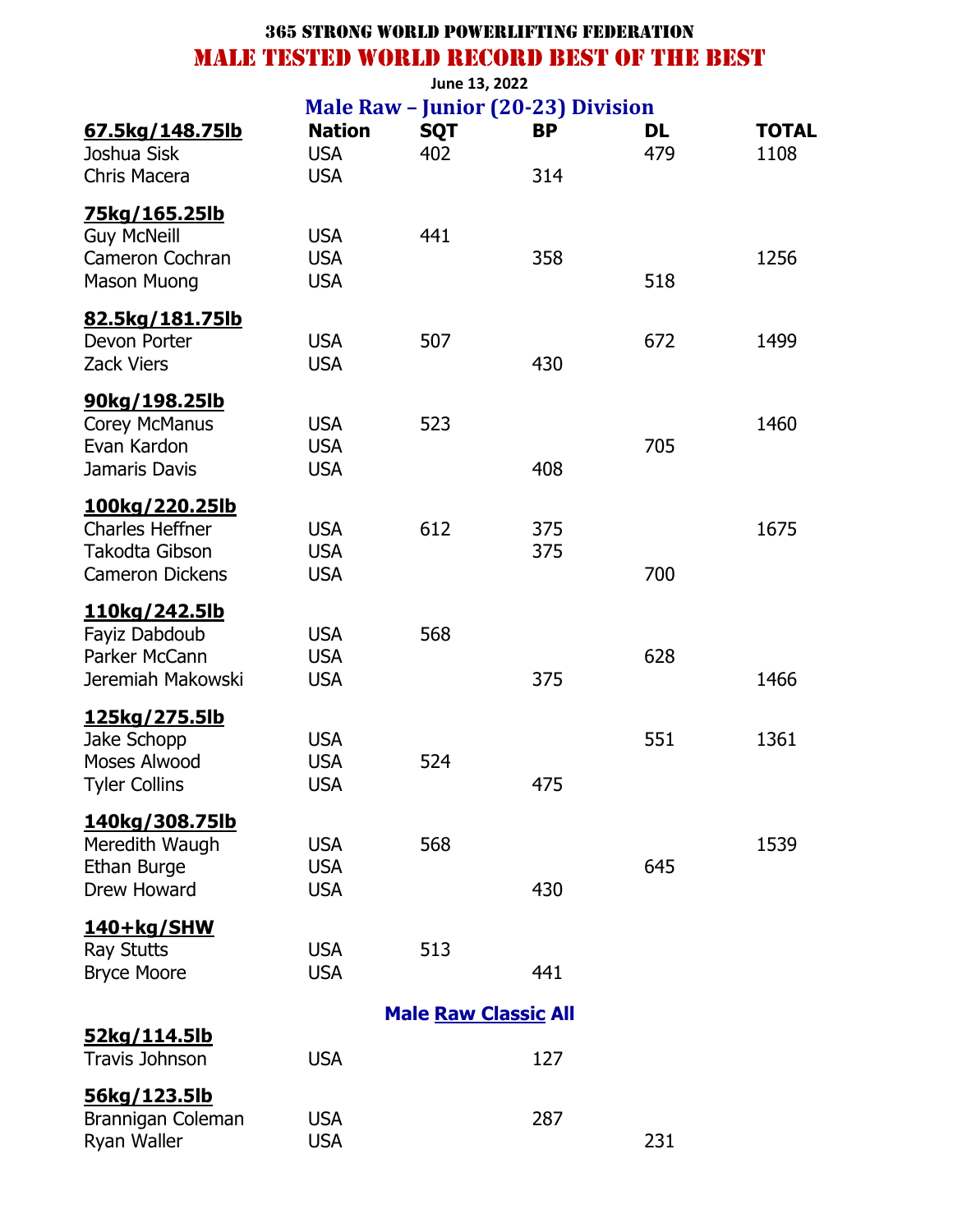### 365 STRONG WORLD POWERLIFTING FEDERATION

## MALE TESTED WORLD RECORD BEST OF THE BEST

June 13, 2022

### Male Raw – Junior (20-23) Division

| 67.5kg/148.75lb | Nation | SQT | BP | DL | TOTAL |
|---|---|---|---|---|---|
| Joshua Sisk | USA | 402 | | 479 | 1108 |
| Chris Macera | USA | | 314 | | |
| **75kg/165.25lb** | | | | | |
| Guy McNeill | USA | 441 | | | |
| Cameron Cochran | USA | | 358 | | 1256 |
| Mason Muong | USA | | | 518 | |
| **82.5kg/181.75lb** | | | | | |
| Devon Porter | USA | 507 | | 672 | 1499 |
| Zack Viers | USA | | 430 | | |
| **90kg/198.25lb** | | | | | |
| Corey McManus | USA | 523 | | | 1460 |
| Evan Kardon | USA | | | 705 | |
| Jamaris Davis | USA | | 408 | | |
| **100kg/220.25lb** | | | | | |
| Charles Heffner | USA | 612 | 375 | | 1675 |
| Takodta Gibson | USA | | 375 | | |
| Cameron Dickens | USA | | | 700 | |
| **110kg/242.5lb** | | | | | |
| Fayiz Dabdoub | USA | 568 | | | |
| Parker McCann | USA | | | 628 | |
| Jeremiah Makowski | USA | | 375 | | 1466 |
| **125kg/275.5lb** | | | | | |
| Jake Schopp | USA | | | 551 | 1361 |
| Moses Alwood | USA | 524 | | | |
| Tyler Collins | USA | | 475 | | |
| **140kg/308.75lb** | | | | | |
| Meredith Waugh | USA | 568 | | | 1539 |
| Ethan Burge | USA | | | 645 | |
| Drew Howard | USA | | 430 | | |
| **140+kg/SHW** | | | | | |
| Ray Stutts | USA | 513 | | | |
| Bryce Moore | USA | | 441 | | |

### Male Raw Classic All

| 52kg/114.5lb | Nation | SQT | BP | DL | TOTAL |
|---|---|---|---|---|---|
| Travis Johnson | USA | | 127 | | |
| **56kg/123.5lb** | | | | | |
| Brannigan Coleman | USA | | 287 | | |
| Ryan Waller | USA | | | 231 | |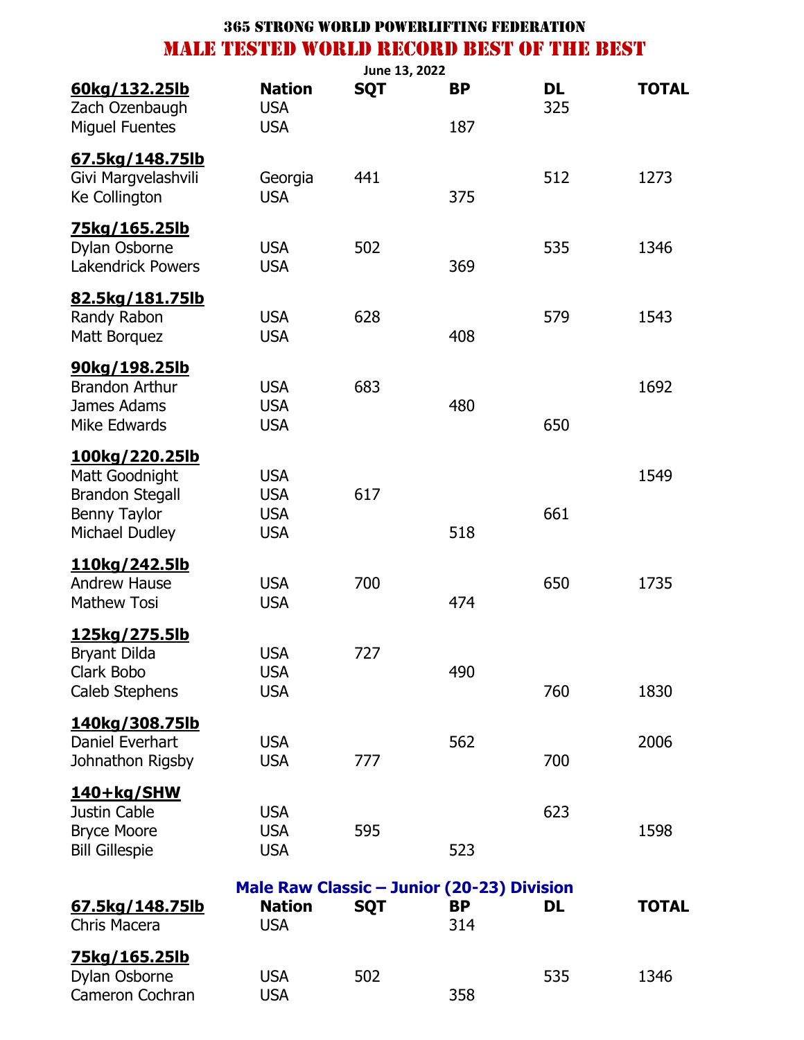# 365 STRONG WORLD POWERLIFTING FEDERATION

## MALE TESTED WORLD RECORD BEST OF THE BEST

June 13, 2022

| 60kg/132.25lb | Nation | SQT | BP | DL | TOTAL |
|---|---|---|---|---|---|
| Zach Ozenbaugh | USA | | | 325 | |
| Miguel Fuentes | USA | | 187 | | |
| **67.5kg/148.75lb** | | | | | |
| Givi Margvelashvili | Georgia | 441 | | 512 | 1273 |
| Ke Collington | USA | | 375 | | |
| **75kg/165.25lb** | | | | | |
| Dylan Osborne | USA | 502 | | 535 | 1346 |
| Lakendrick Powers | USA | | 369 | | |
| **82.5kg/181.75lb** | | | | | |
| Randy Rabon | USA | 628 | | 579 | 1543 |
| Matt Borquez | USA | | 408 | | |
| **90kg/198.25lb** | | | | | |
| Brandon Arthur | USA | 683 | | | 1692 |
| James Adams | USA | | 480 | | |
| Mike Edwards | USA | | | 650 | |
| **100kg/220.25lb** | | | | | |
| Matt Goodnight | USA | | | | 1549 |
| Brandon Stegall | USA | 617 | | | |
| Benny Taylor | USA | | | 661 | |
| Michael Dudley | USA | | 518 | | |
| **110kg/242.5lb** | | | | | |
| Andrew Hause | USA | 700 | | 650 | 1735 |
| Mathew Tosi | USA | | 474 | | |
| **125kg/275.5lb** | | | | | |
| Bryant Dilda | USA | 727 | | | |
| Clark Bobo | USA | | 490 | | |
| Caleb Stephens | USA | | | 760 | 1830 |
| **140kg/308.75lb** | | | | | |
| Daniel Everhart | USA | | 562 | | 2006 |
| Johnathon Rigsby | USA | 777 | | 700 | |
| **140+kg/SHW** | | | | | |
| Justin Cable | USA | | | 623 | |
| Bryce Moore | USA | 595 | | | 1598 |
| Bill Gillespie | USA | | 523 | | |

### Male Raw Classic – Junior (20-23) Division

| 67.5kg/148.75lb | Nation | SQT | BP | DL | TOTAL |
|---|---|---|---|---|---|
| Chris Macera | USA | | 314 | | |
| **75kg/165.25lb** | | | | | |
| Dylan Osborne | USA | 502 | | 535 | 1346 |
| Cameron Cochran | USA | | 358 | | |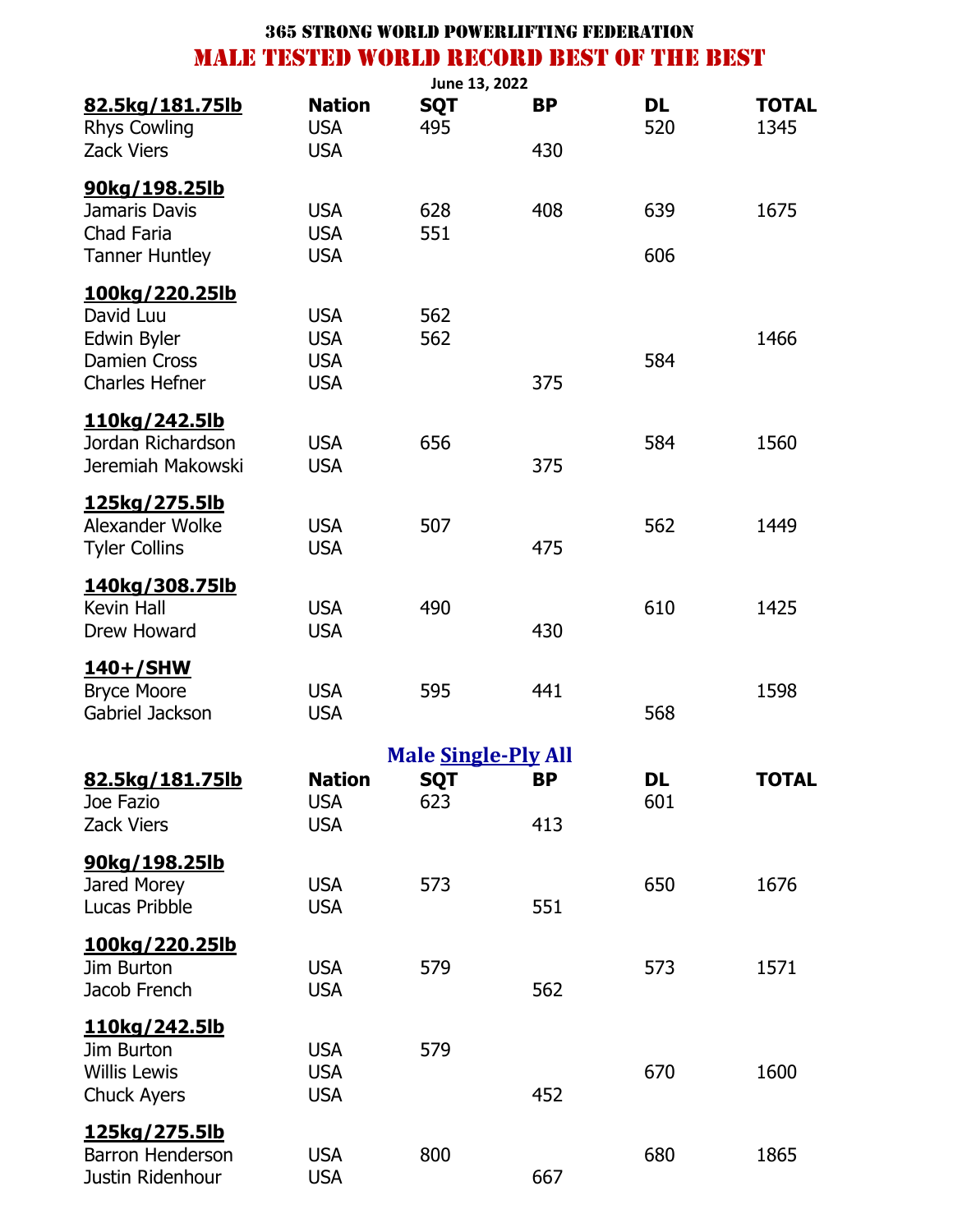# 365 STRONG WORLD POWERLIFTING FEDERATION

## MALE TESTED WORLD RECORD BEST OF THE BEST

June 13, 2022

| 82.5kg/181.75lb | Nation | SQT | BP | DL | TOTAL |
|---|---|---|---|---|---|
| Rhys Cowling | USA | 495 | | 520 | 1345 |
| Zack Viers | USA | | 430 | | |
| **90kg/198.25lb** | | | | | |
| Jamaris Davis | USA | 628 | 408 | 639 | 1675 |
| Chad Faria | USA | 551 | | | |
| Tanner Huntley | USA | | | 606 | |
| **100kg/220.25lb** | | | | | |
| David Luu | USA | 562 | | | |
| Edwin Byler | USA | 562 | | | 1466 |
| Damien Cross | USA | | | 584 | |
| Charles Hefner | USA | | 375 | | |
| **110kg/242.5lb** | | | | | |
| Jordan Richardson | USA | 656 | | 584 | 1560 |
| Jeremiah Makowski | USA | | 375 | | |
| **125kg/275.5lb** | | | | | |
| Alexander Wolke | USA | 507 | | 562 | 1449 |
| Tyler Collins | USA | | 475 | | |
| **140kg/308.75lb** | | | | | |
| Kevin Hall | USA | 490 | | 610 | 1425 |
| Drew Howard | USA | | 430 | | |
| **140+/SHW** | | | | | |
| Bryce Moore | USA | 595 | 441 | | 1598 |
| Gabriel Jackson | USA | | | 568 | |

### Male Single-Ply All

| 82.5kg/181.75lb | Nation | SQT | BP | DL | TOTAL |
|---|---|---|---|---|---|
| Joe Fazio | USA | 623 | | 601 | |
| Zack Viers | USA | | 413 | | |
| **90kg/198.25lb** | | | | | |
| Jared Morey | USA | 573 | | 650 | 1676 |
| Lucas Pribble | USA | | 551 | | |
| **100kg/220.25lb** | | | | | |
| Jim Burton | USA | 579 | | 573 | 1571 |
| Jacob French | USA | | 562 | | |
| **110kg/242.5lb** | | | | | |
| Jim Burton | USA | 579 | | | |
| Willis Lewis | USA | | | 670 | 1600 |
| Chuck Ayers | USA | | 452 | | |
| **125kg/275.5lb** | | | | | |
| Barron Henderson | USA | 800 | | 680 | 1865 |
| Justin Ridenhour | USA | | 667 | | |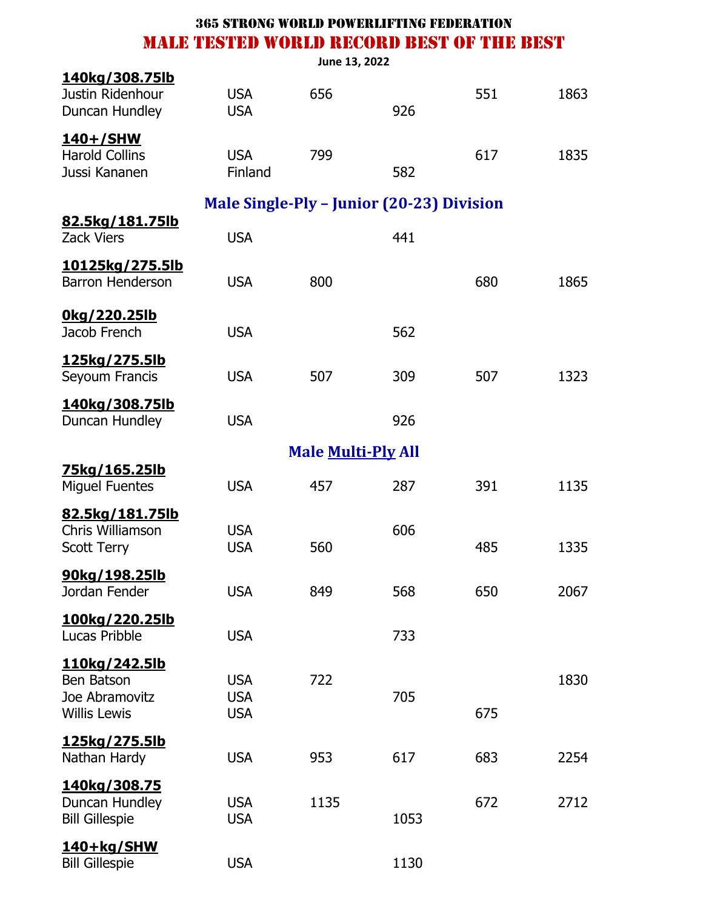# 365 STRONG WORLD POWERLIFTING FEDERATION

## MALE TESTED WORLD RECORD BEST OF THE BEST

June 13, 2022

| Weight Class / Name | Country | Squat | Bench | Deadlift | Total |
|---|---|---|---|---|---|
| **140kg/308.75lb** | | | | | |
| Justin Ridenhour | USA | 656 | | 551 | 1863 |
| Duncan Hundley | USA | | 926 | | |
| **140+/SHW** | | | | | |
| Harold Collins | USA | 799 | | 617 | 1835 |
| Jussi Kananen | Finland | | 582 | | |

### Male Single-Ply – Junior (20-23) Division

| Weight Class / Name | Country | Squat | Bench | Deadlift | Total |
|---|---|---|---|---|---|
| **82.5kg/181.75lb** | | | | | |
| Zack Viers | USA | | 441 | | |
| **10125kg/275.5lb** | | | | | |
| Barron Henderson | USA | 800 | | 680 | 1865 |
| **0kg/220.25lb** | | | | | |
| Jacob French | USA | | 562 | | |
| **125kg/275.5lb** | | | | | |
| Seyoum Francis | USA | 507 | 309 | 507 | 1323 |
| **140kg/308.75lb** | | | | | |
| Duncan Hundley | USA | | 926 | | |

### Male Multi-Ply All

| Weight Class / Name | Country | Squat | Bench | Deadlift | Total |
|---|---|---|---|---|---|
| **75kg/165.25lb** | | | | | |
| Miguel Fuentes | USA | 457 | 287 | 391 | 1135 |
| **82.5kg/181.75lb** | | | | | |
| Chris Williamson | USA | | 606 | | |
| Scott Terry | USA | 560 | | 485 | 1335 |
| **90kg/198.25lb** | | | | | |
| Jordan Fender | USA | 849 | 568 | 650 | 2067 |
| **100kg/220.25lb** | | | | | |
| Lucas Pribble | USA | | 733 | | |
| **110kg/242.5lb** | | | | | |
| Ben Batson | USA | 722 | | | 1830 |
| Joe Abramovitz | USA | | 705 | | |
| Willis Lewis | USA | | | 675 | |
| **125kg/275.5lb** | | | | | |
| Nathan Hardy | USA | 953 | 617 | 683 | 2254 |
| **140kg/308.75** | | | | | |
| Duncan Hundley | USA | 1135 | | 672 | 2712 |
| Bill Gillespie | USA | | 1053 | | |
| **140+kg/SHW** | | | | | |
| Bill Gillespie | USA | | 1130 | | |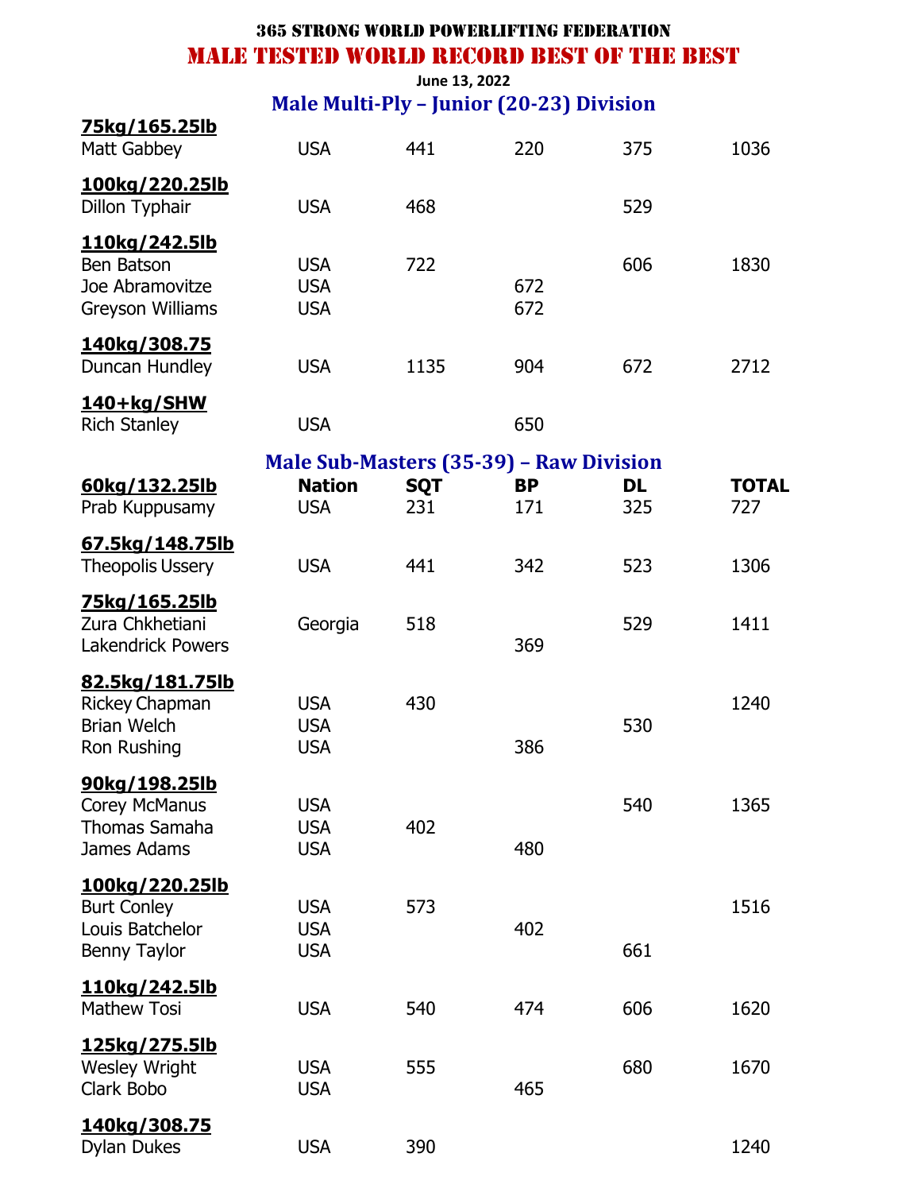# 365 STRONG WORLD POWERLIFTING FEDERATION

## MALE TESTED WORLD RECORD BEST OF THE BEST

June 13, 2022

### Male Multi-Ply – Junior (20-23) Division

| | | | | | |
|---|---|---|---|---|---|
| **75kg/165.25lb** | | | | | |
| Matt Gabbey | USA | 441 | 220 | 375 | 1036 |
| **100kg/220.25lb** | | | | | |
| Dillon Typhair | USA | 468 | | 529 | |
| **110kg/242.5lb** | | | | | |
| Ben Batson | USA | 722 | | 606 | 1830 |
| Joe Abramovitze | USA | | 672 | | |
| Greyson Williams | USA | | 672 | | |
| **140kg/308.75** | | | | | |
| Duncan Hundley | USA | 1135 | 904 | 672 | 2712 |
| **140+kg/SHW** | | | | | |
| Rich Stanley | USA | | 650 | | |

### Male Sub-Masters (35-39) – Raw Division

| **60kg/132.25lb** | **Nation** | **SQT** | **BP** | **DL** | **TOTAL** |
|---|---|---|---|---|---|
| Prab Kuppusamy | USA | 231 | 171 | 325 | 727 |
| **67.5kg/148.75lb** | | | | | |
| Theopolis Ussery | USA | 441 | 342 | 523 | 1306 |
| **75kg/165.25lb** | | | | | |
| Zura Chkhetiani | Georgia | 518 | | 529 | 1411 |
| Lakendrick Powers | | | 369 | | |
| **82.5kg/181.75lb** | | | | | |
| Rickey Chapman | USA | 430 | | | 1240 |
| Brian Welch | USA | | | 530 | |
| Ron Rushing | USA | | 386 | | |
| **90kg/198.25lb** | | | | | |
| Corey McManus | USA | | | 540 | 1365 |
| Thomas Samaha | USA | 402 | | | |
| James Adams | USA | | 480 | | |
| **100kg/220.25lb** | | | | | |
| Burt Conley | USA | 573 | | | 1516 |
| Louis Batchelor | USA | | 402 | | |
| Benny Taylor | USA | | | 661 | |
| **110kg/242.5lb** | | | | | |
| Mathew Tosi | USA | 540 | 474 | 606 | 1620 |
| **125kg/275.5lb** | | | | | |
| Wesley Wright | USA | 555 | | 680 | 1670 |
| Clark Bobo | USA | | 465 | | |
| **140kg/308.75** | | | | | |
| Dylan Dukes | USA | 390 | | | 1240 |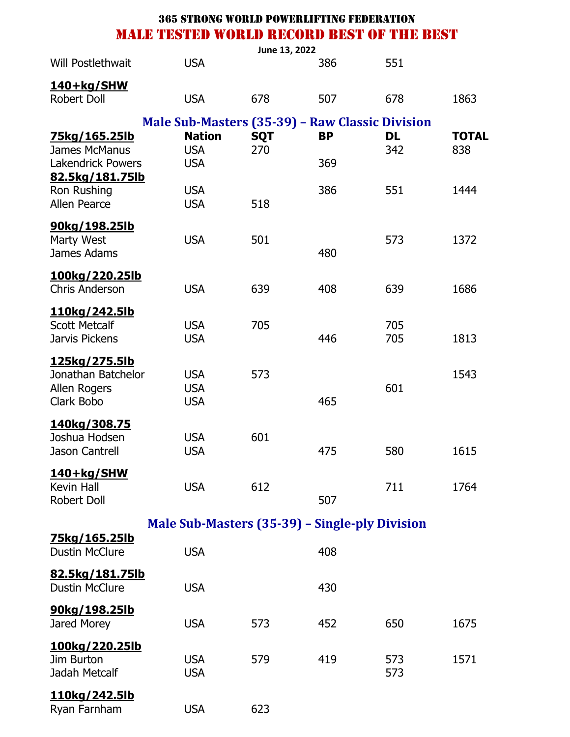# 365 STRONG WORLD POWERLIFTING FEDERATION

## MALE TESTED WORLD RECORD BEST OF THE BEST

June 13, 2022

| | | | | | |
|---|---|---|---|---|---|
| Will Postlethwait | USA | | 386 | 551 | |
| **140+kg/SHW** | | | | | |
| Robert Doll | USA | 678 | 507 | 678 | 1863 |

### Male Sub-Masters (35-39) – Raw Classic Division

| **75kg/165.25lb** | **Nation** | **SQT** | **BP** | **DL** | **TOTAL** |
|---|---|---|---|---|---|
| James McManus | USA | 270 | | 342 | 838 |
| Lakendrick Powers | USA | | 369 | | |
| **82.5kg/181.75lb** | | | | | |
| Ron Rushing | USA | | 386 | 551 | 1444 |
| Allen Pearce | USA | 518 | | | |
| **90kg/198.25lb** | | | | | |
| Marty West | USA | 501 | | 573 | 1372 |
| James Adams | | | 480 | | |
| **100kg/220.25lb** | | | | | |
| Chris Anderson | USA | 639 | 408 | 639 | 1686 |
| **110kg/242.5lb** | | | | | |
| Scott Metcalf | USA | 705 | | 705 | |
| Jarvis Pickens | USA | | 446 | 705 | 1813 |
| **125kg/275.5lb** | | | | | |
| Jonathan Batchelor | USA | 573 | | | 1543 |
| Allen Rogers | USA | | | 601 | |
| Clark Bobo | USA | | 465 | | |
| **140kg/308.75** | | | | | |
| Joshua Hodsen | USA | 601 | | | |
| Jason Cantrell | USA | | 475 | 580 | 1615 |
| **140+kg/SHW** | | | | | |
| Kevin Hall | USA | 612 | | 711 | 1764 |
| Robert Doll | | | 507 | | |

### Male Sub-Masters (35-39) – Single-ply Division

| | | | | | |
|---|---|---|---|---|---|
| **75kg/165.25lb** | | | | | |
| Dustin McClure | USA | | 408 | | |
| **82.5kg/181.75lb** | | | | | |
| Dustin McClure | USA | | 430 | | |
| **90kg/198.25lb** | | | | | |
| Jared Morey | USA | 573 | 452 | 650 | 1675 |
| **100kg/220.25lb** | | | | | |
| Jim Burton | USA | 579 | 419 | 573 | 1571 |
| Jadah Metcalf | USA | | | 573 | |
| **110kg/242.5lb** | | | | | |
| Ryan Farnham | USA | 623 | | | |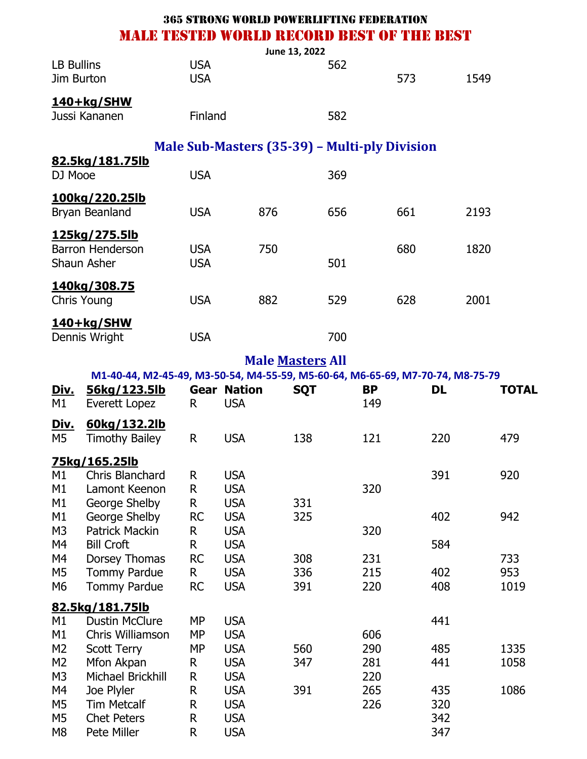# 365 STRONG WORLD POWERLIFTING FEDERATION

## MALE TESTED WORLD RECORD BEST OF THE BEST

June 13, 2022

| Name | Nation | SQT | BP | DL | TOTAL |
|---|---|---|---|---|---|
| LB Bullins | USA | | 562 | | |
| Jim Burton | USA | | | 573 | 1549 |
| **140+kg/SHW** | | | | | |
| Jussi Kananen | Finland | | 582 | | |

## Male Sub-Masters (35-39) – Multi-ply Division

| Name | Nation | SQT | BP | DL | TOTAL |
|---|---|---|---|---|---|
| **82.5kg/181.75lb** | | | | | |
| DJ Mooe | USA | | 369 | | |
| **100kg/220.25lb** | | | | | |
| Bryan Beanland | USA | 876 | 656 | 661 | 2193 |
| **125kg/275.5lb** | | | | | |
| Barron Henderson | USA | 750 | | 680 | 1820 |
| Shaun Asher | USA | | 501 | | |
| **140kg/308.75** | | | | | |
| Chris Young | USA | 882 | 529 | 628 | 2001 |
| **140+kg/SHW** | | | | | |
| Dennis Wright | USA | | 700 | | |

## Male Masters All

M1-40-44, M2-45-49, M3-50-54, M4-55-59, M5-60-64, M6-65-69, M7-70-74, M8-75-79

| Div. | 56kg/123.5lb | Gear | Nation | SQT | BP | DL | TOTAL |
|---|---|---|---|---|---|---|---|
| M1 | Everett Lopez | R | USA | | 149 | | |
| **Div.** | **60kg/132.2lb** | | | | | | |
| M5 | Timothy Bailey | R | USA | 138 | 121 | 220 | 479 |
| **75kg/165.25lb** | | | | | | | |
| M1 | Chris Blanchard | R | USA | | | 391 | 920 |
| M1 | Lamont Keenon | R | USA | | 320 | | |
| M1 | George Shelby | R | USA | 331 | | | |
| M1 | George Shelby | RC | USA | 325 | | 402 | 942 |
| M3 | Patrick Mackin | R | USA | | 320 | | |
| M4 | Bill Croft | R | USA | | | 584 | |
| M4 | Dorsey Thomas | RC | USA | 308 | 231 | | 733 |
| M5 | Tommy Pardue | R | USA | 336 | 215 | 402 | 953 |
| M6 | Tommy Pardue | RC | USA | 391 | 220 | 408 | 1019 |
| **82.5kg/181.75lb** | | | | | | | |
| M1 | Dustin McClure | MP | USA | | | 441 | |
| M1 | Chris Williamson | MP | USA | | 606 | | |
| M2 | Scott Terry | MP | USA | 560 | 290 | 485 | 1335 |
| M2 | Mfon Akpan | R | USA | 347 | 281 | 441 | 1058 |
| M3 | Michael Brickhill | R | USA | | 220 | | |
| M4 | Joe Plyler | R | USA | 391 | 265 | 435 | 1086 |
| M5 | Tim Metcalf | R | USA | | 226 | 320 | |
| M5 | Chet Peters | R | USA | | | 342 | |
| M8 | Pete Miller | R | USA | | | 347 | |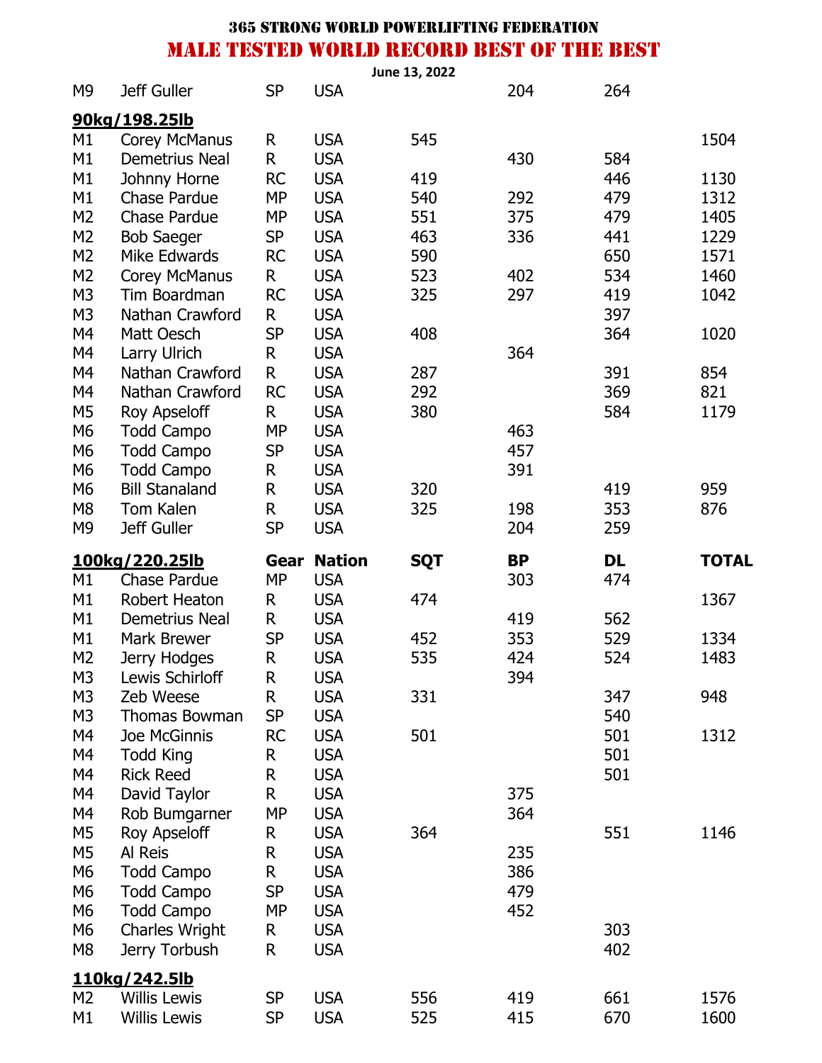# 365 STRONG WORLD POWERLIFTING FEDERATION

## MALE TESTED WORLD RECORD BEST OF THE BEST

June 13, 2022

| | | | | | | | |
|---|---|---|---|---|---|---|---|
| M9 | Jeff Guller | SP | USA | | 204 | 264 | |

**90kg/198.25lb**

| | | | | | | | |
|---|---|---|---|---|---|---|---|
| M1 | Corey McManus | R | USA | 545 | | | 1504 |
| M1 | Demetrius Neal | R | USA | | 430 | 584 | |
| M1 | Johnny Horne | RC | USA | 419 | | 446 | 1130 |
| M1 | Chase Pardue | MP | USA | 540 | 292 | 479 | 1312 |
| M2 | Chase Pardue | MP | USA | 551 | 375 | 479 | 1405 |
| M2 | Bob Saeger | SP | USA | 463 | 336 | 441 | 1229 |
| M2 | Mike Edwards | RC | USA | 590 | | 650 | 1571 |
| M2 | Corey McManus | R | USA | 523 | 402 | 534 | 1460 |
| M3 | Tim Boardman | RC | USA | 325 | 297 | 419 | 1042 |
| M3 | Nathan Crawford | R | USA | | | 397 | |
| M4 | Matt Oesch | SP | USA | 408 | | 364 | 1020 |
| M4 | Larry Ulrich | R | USA | | 364 | | |
| M4 | Nathan Crawford | R | USA | 287 | | 391 | 854 |
| M4 | Nathan Crawford | RC | USA | 292 | | 369 | 821 |
| M5 | Roy Apseloff | R | USA | 380 | | 584 | 1179 |
| M6 | Todd Campo | MP | USA | | 463 | | |
| M6 | Todd Campo | SP | USA | | 457 | | |
| M6 | Todd Campo | R | USA | | 391 | | |
| M6 | Bill Stanaland | R | USA | 320 | | 419 | 959 |
| M8 | Tom Kalen | R | USA | 325 | 198 | 353 | 876 |
| M9 | Jeff Guller | SP | USA | | 204 | 259 | |

| **100kg/220.25lb** | | **Gear** | **Nation** | **SQT** | **BP** | **DL** | **TOTAL** |
|---|---|---|---|---|---|---|---|
| M1 | Chase Pardue | MP | USA | | 303 | 474 | |
| M1 | Robert Heaton | R | USA | 474 | | | 1367 |
| M1 | Demetrius Neal | R | USA | | 419 | 562 | |
| M1 | Mark Brewer | SP | USA | 452 | 353 | 529 | 1334 |
| M2 | Jerry Hodges | R | USA | 535 | 424 | 524 | 1483 |
| M3 | Lewis Schirloff | R | USA | | 394 | | |
| M3 | Zeb Weese | R | USA | 331 | | 347 | 948 |
| M3 | Thomas Bowman | SP | USA | | | 540 | |
| M4 | Joe McGinnis | RC | USA | 501 | | 501 | 1312 |
| M4 | Todd King | R | USA | | | 501 | |
| M4 | Rick Reed | R | USA | | | 501 | |
| M4 | David Taylor | R | USA | | 375 | | |
| M4 | Rob Bumgarner | MP | USA | | 364 | | |
| M5 | Roy Apseloff | R | USA | 364 | | 551 | 1146 |
| M5 | Al Reis | R | USA | | 235 | | |
| M6 | Todd Campo | R | USA | | 386 | | |
| M6 | Todd Campo | SP | USA | | 479 | | |
| M6 | Todd Campo | MP | USA | | 452 | | |
| M6 | Charles Wright | R | USA | | | 303 | |
| M8 | Jerry Torbush | R | USA | | | 402 | |

**110kg/242.5lb**

| | | | | | | | |
|---|---|---|---|---|---|---|---|
| M2 | Willis Lewis | SP | USA | 556 | 419 | 661 | 1576 |
| M1 | Willis Lewis | SP | USA | 525 | 415 | 670 | 1600 |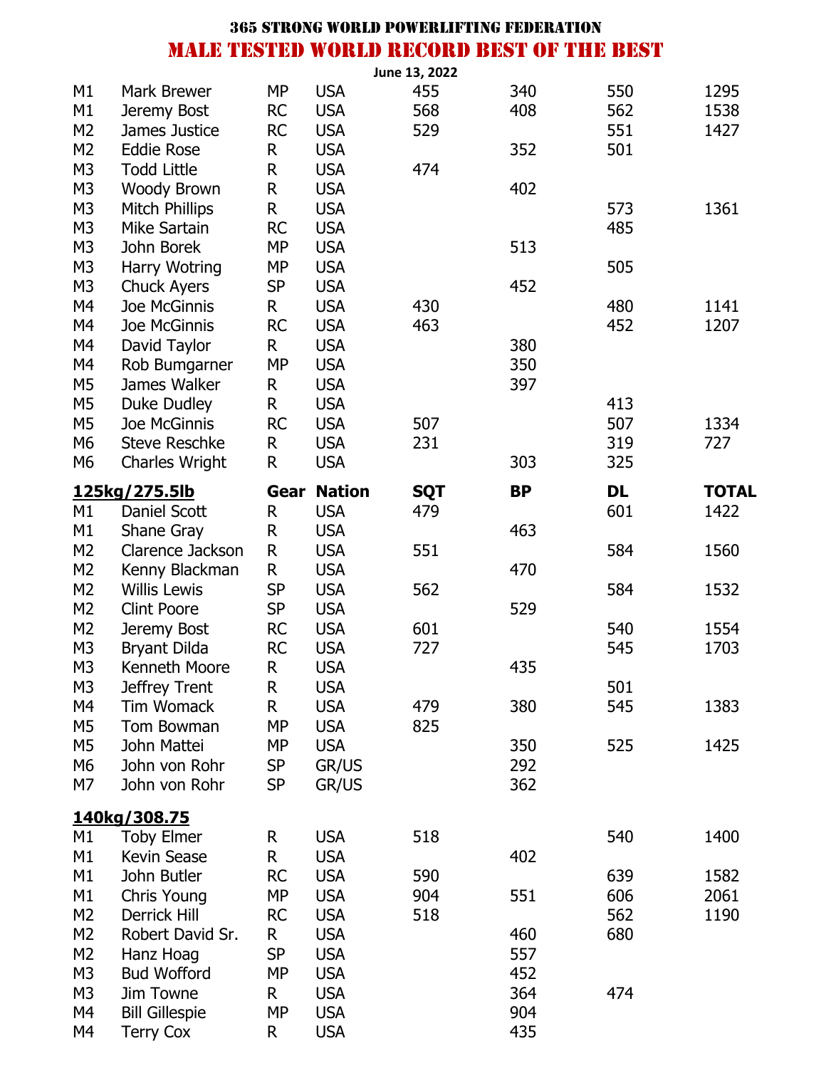# 365 STRONG WORLD POWERLIFTING FEDERATION

## MALE TESTED WORLD RECORD BEST OF THE BEST

June 13, 2022

| | | | | | | | |
|---|---|---|---|---|---|---|---|
| M1 | Mark Brewer | MP | USA | 455 | 340 | 550 | 1295 |
| M1 | Jeremy Bost | RC | USA | 568 | 408 | 562 | 1538 |
| M2 | James Justice | RC | USA | 529 | | 551 | 1427 |
| M2 | Eddie Rose | R | USA | | 352 | 501 | |
| M3 | Todd Little | R | USA | 474 | | | |
| M3 | Woody Brown | R | USA | | 402 | | |
| M3 | Mitch Phillips | R | USA | | | 573 | 1361 |
| M3 | Mike Sartain | RC | USA | | | 485 | |
| M3 | John Borek | MP | USA | | 513 | | |
| M3 | Harry Wotring | MP | USA | | | 505 | |
| M3 | Chuck Ayers | SP | USA | | 452 | | |
| M4 | Joe McGinnis | R | USA | 430 | | 480 | 1141 |
| M4 | Joe McGinnis | RC | USA | 463 | | 452 | 1207 |
| M4 | David Taylor | R | USA | | 380 | | |
| M4 | Rob Bumgarner | MP | USA | | 350 | | |
| M5 | James Walker | R | USA | | 397 | | |
| M5 | Duke Dudley | R | USA | | | 413 | |
| M5 | Joe McGinnis | RC | USA | 507 | | 507 | 1334 |
| M6 | Steve Reschke | R | USA | 231 | | 319 | 727 |
| M6 | Charles Wright | R | USA | | 303 | 325 | |

| **125kg/275.5lb** | | **Gear** | **Nation** | **SQT** | **BP** | **DL** | **TOTAL** |
|---|---|---|---|---|---|---|---|
| M1 | Daniel Scott | R | USA | 479 | | 601 | 1422 |
| M1 | Shane Gray | R | USA | | 463 | | |
| M2 | Clarence Jackson | R | USA | 551 | | 584 | 1560 |
| M2 | Kenny Blackman | R | USA | | 470 | | |
| M2 | Willis Lewis | SP | USA | 562 | | 584 | 1532 |
| M2 | Clint Poore | SP | USA | | 529 | | |
| M2 | Jeremy Bost | RC | USA | 601 | | 540 | 1554 |
| M3 | Bryant Dilda | RC | USA | 727 | | 545 | 1703 |
| M3 | Kenneth Moore | R | USA | | 435 | | |
| M3 | Jeffrey Trent | R | USA | | | 501 | |
| M4 | Tim Womack | R | USA | 479 | 380 | 545 | 1383 |
| M5 | Tom Bowman | MP | USA | 825 | | | |
| M5 | John Mattei | MP | USA | | 350 | 525 | 1425 |
| M6 | John von Rohr | SP | GR/US | | 292 | | |
| M7 | John von Rohr | SP | GR/US | | 362 | | |

| **140kg/308.75** | | | | | | | |
|---|---|---|---|---|---|---|---|
| M1 | Toby Elmer | R | USA | 518 | | 540 | 1400 |
| M1 | Kevin Sease | R | USA | | 402 | | |
| M1 | John Butler | RC | USA | 590 | | 639 | 1582 |
| M1 | Chris Young | MP | USA | 904 | 551 | 606 | 2061 |
| M2 | Derrick Hill | RC | USA | 518 | | 562 | 1190 |
| M2 | Robert David Sr. | R | USA | | 460 | 680 | |
| M2 | Hanz Hoag | SP | USA | | 557 | | |
| M3 | Bud Wofford | MP | USA | | 452 | | |
| M3 | Jim Towne | R | USA | | 364 | 474 | |
| M4 | Bill Gillespie | MP | USA | | 904 | | |
| M4 | Terry Cox | R | USA | | 435 | | |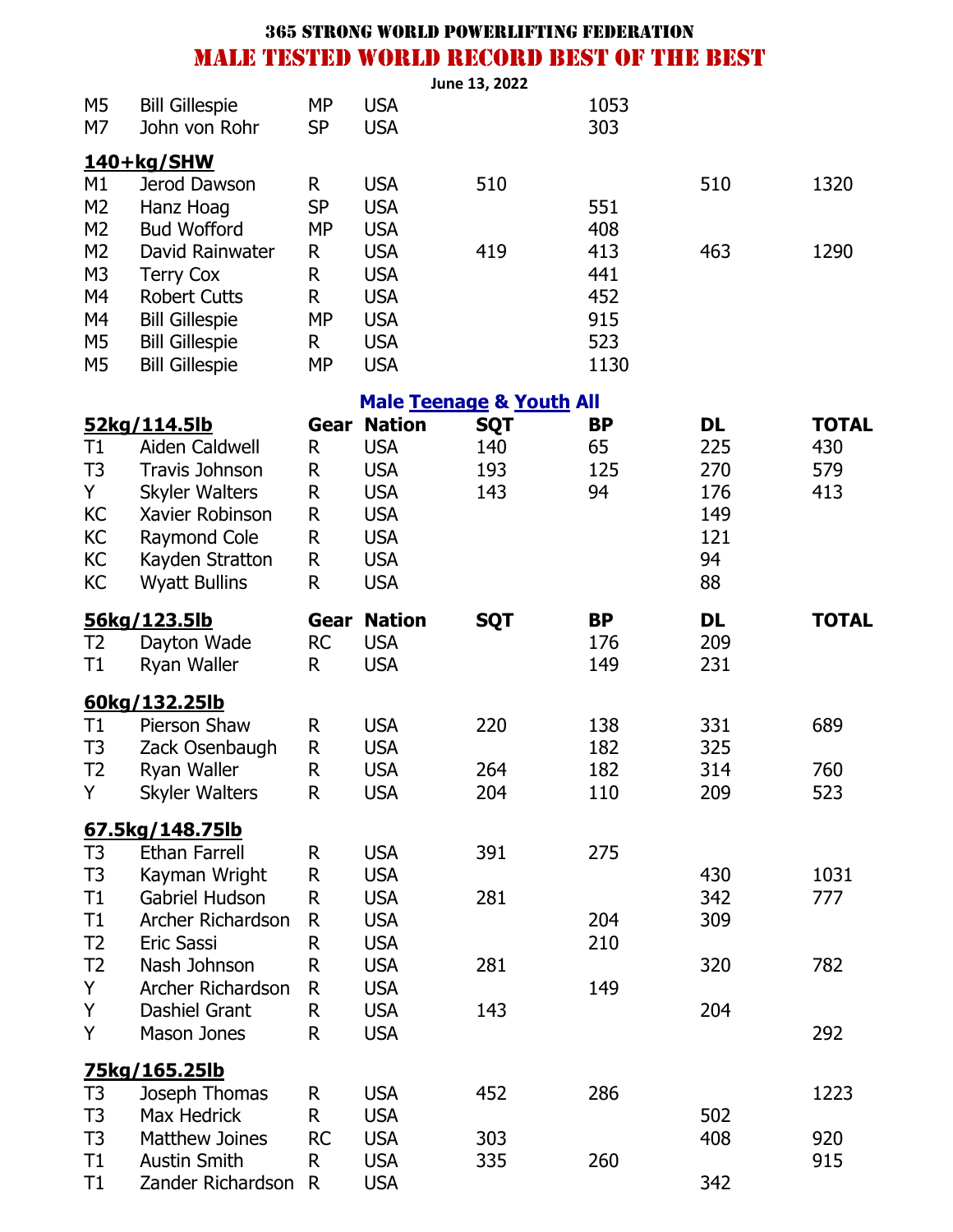# 365 STRONG WORLD POWERLIFTING FEDERATION

## MALE TESTED WORLD RECORD BEST OF THE BEST

June 13, 2022

| | | | | | | | |
|---|---|---|---|---|---|---|---|
| M5 | Bill Gillespie | MP | USA | | 1053 | | |
| M7 | John von Rohr | SP | USA | | 303 | | |

**140+kg/SHW**

| | | | | | | | |
|---|---|---|---|---|---|---|---|
| M1 | Jerod Dawson | R | USA | 510 | | 510 | 1320 |
| M2 | Hanz Hoag | SP | USA | | 551 | | |
| M2 | Bud Wofford | MP | USA | | 408 | | |
| M2 | David Rainwater | R | USA | 419 | 413 | 463 | 1290 |
| M3 | Terry Cox | R | USA | | 441 | | |
| M4 | Robert Cutts | R | USA | | 452 | | |
| M4 | Bill Gillespie | MP | USA | | 915 | | |
| M5 | Bill Gillespie | R | USA | | 523 | | |
| M5 | Bill Gillespie | MP | USA | | 1130 | | |

### Male Teenage & Youth All

| 52kg/114.5lb | | Gear | Nation | SQT | BP | DL | TOTAL |
|---|---|---|---|---|---|---|---|
| T1 | Aiden Caldwell | R | USA | 140 | 65 | 225 | 430 |
| T3 | Travis Johnson | R | USA | 193 | 125 | 270 | 579 |
| Y | Skyler Walters | R | USA | 143 | 94 | 176 | 413 |
| KC | Xavier Robinson | R | USA | | | 149 | |
| KC | Raymond Cole | R | USA | | | 121 | |
| KC | Kayden Stratton | R | USA | | | 94 | |
| KC | Wyatt Bullins | R | USA | | | 88 | |

| 56kg/123.5lb | | Gear | Nation | SQT | BP | DL | TOTAL |
|---|---|---|---|---|---|---|---|
| T2 | Dayton Wade | RC | USA | | 176 | 209 | |
| T1 | Ryan Waller | R | USA | | 149 | 231 | |
| **60kg/132.25lb** | | | | | | | |
| T1 | Pierson Shaw | R | USA | 220 | 138 | 331 | 689 |
| T3 | Zack Osenbaugh | R | USA | | 182 | 325 | |
| T2 | Ryan Waller | R | USA | 264 | 182 | 314 | 760 |
| Y | Skyler Walters | R | USA | 204 | 110 | 209 | 523 |
| **67.5kg/148.75lb** | | | | | | | |
| T3 | Ethan Farrell | R | USA | 391 | 275 | | |
| T3 | Kayman Wright | R | USA | | | 430 | 1031 |
| T1 | Gabriel Hudson | R | USA | 281 | | 342 | 777 |
| T1 | Archer Richardson | R | USA | | 204 | 309 | |
| T2 | Eric Sassi | R | USA | | 210 | | |
| T2 | Nash Johnson | R | USA | 281 | | 320 | 782 |
| Y | Archer Richardson | R | USA | | 149 | | |
| Y | Dashiel Grant | R | USA | 143 | | 204 | |
| Y | Mason Jones | R | USA | | | | 292 |
| **75kg/165.25lb** | | | | | | | |
| T3 | Joseph Thomas | R | USA | 452 | 286 | | 1223 |
| T3 | Max Hedrick | R | USA | | | 502 | |
| T3 | Matthew Joines | RC | USA | 303 | | 408 | 920 |
| T1 | Austin Smith | R | USA | 335 | 260 | | 915 |
| T1 | Zander Richardson | R | USA | | | 342 | |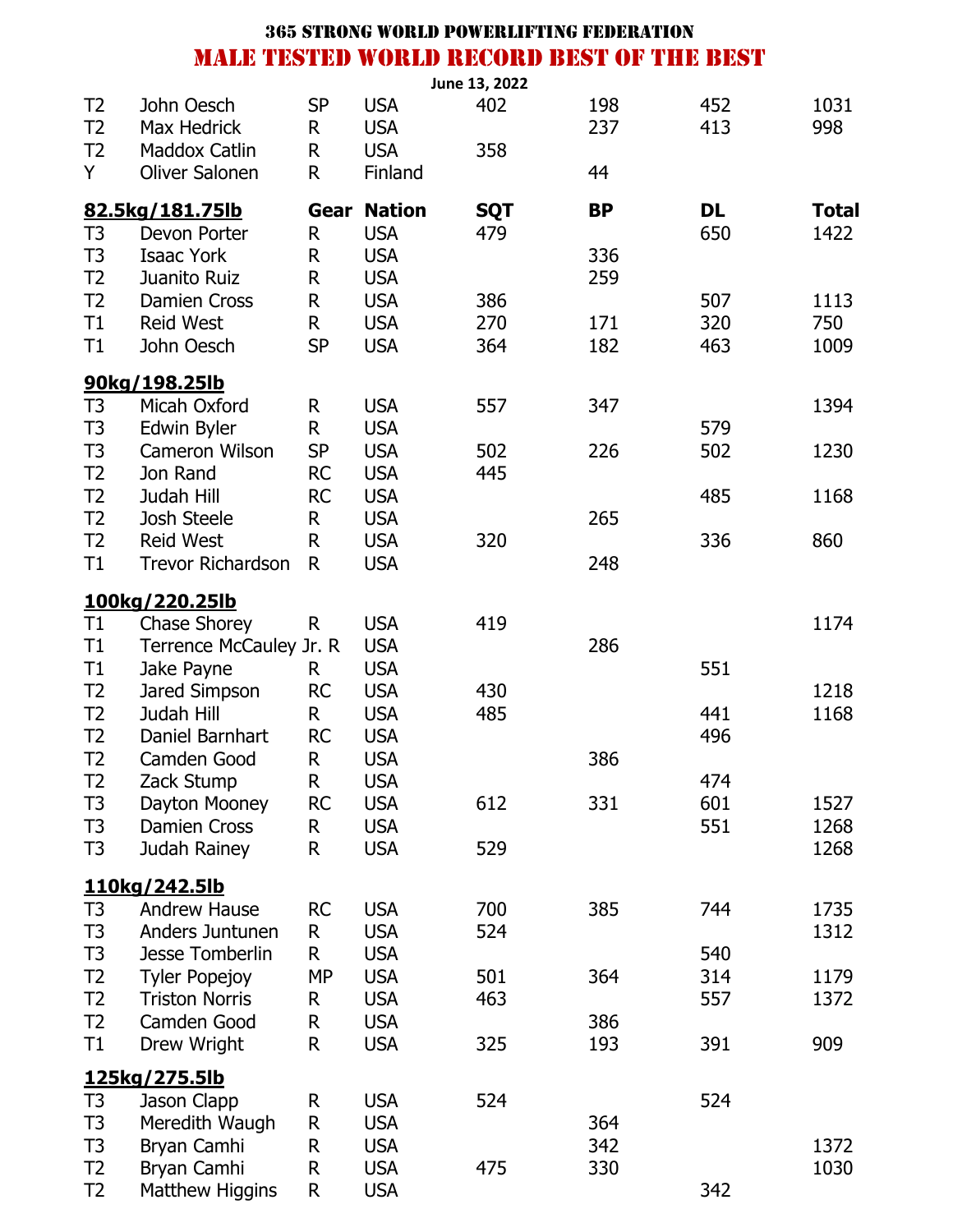**365 STRONG WORLD POWERLIFTING FEDERATION**

# MALE TESTED WORLD RECORD BEST OF THE BEST

June 13, 2022

| | | | | | | | |
|---|---|---|---|---|---|---|---|
| T2 | John Oesch | SP | USA | 402 | 198 | 452 | 1031 |
| T2 | Max Hedrick | R | USA | | 237 | 413 | 998 |
| T2 | Maddox Catlin | R | USA | 358 | | | |
| Y | Oliver Salonen | R | Finland | | 44 | | |
| **82.5kg/181.75lb** | | **Gear** | **Nation** | **SQT** | **BP** | **DL** | **Total** |
| T3 | Devon Porter | R | USA | 479 | | 650 | 1422 |
| T3 | Isaac York | R | USA | | 336 | | |
| T2 | Juanito Ruiz | R | USA | | 259 | | |
| T2 | Damien Cross | R | USA | 386 | | 507 | 1113 |
| T1 | Reid West | R | USA | 270 | 171 | 320 | 750 |
| T1 | John Oesch | SP | USA | 364 | 182 | 463 | 1009 |
| **90kg/198.25lb** | | | | | | | |
| T3 | Micah Oxford | R | USA | 557 | 347 | | 1394 |
| T3 | Edwin Byler | R | USA | | | 579 | |
| T3 | Cameron Wilson | SP | USA | 502 | 226 | 502 | 1230 |
| T2 | Jon Rand | RC | USA | 445 | | | |
| T2 | Judah Hill | RC | USA | | | 485 | 1168 |
| T2 | Josh Steele | R | USA | | 265 | | |
| T2 | Reid West | R | USA | 320 | | 336 | 860 |
| T1 | Trevor Richardson | R | USA | | 248 | | |
| **100kg/220.25lb** | | | | | | | |
| T1 | Chase Shorey | R | USA | 419 | | | 1174 |
| T1 | Terrence McCauley Jr. | R | USA | | 286 | | |
| T1 | Jake Payne | R | USA | | | 551 | |
| T2 | Jared Simpson | RC | USA | 430 | | | 1218 |
| T2 | Judah Hill | R | USA | 485 | | 441 | 1168 |
| T2 | Daniel Barnhart | RC | USA | | | 496 | |
| T2 | Camden Good | R | USA | | 386 | | |
| T2 | Zack Stump | R | USA | | | 474 | |
| T3 | Dayton Mooney | RC | USA | 612 | 331 | 601 | 1527 |
| T3 | Damien Cross | R | USA | | | 551 | 1268 |
| T3 | Judah Rainey | R | USA | 529 | | | 1268 |
| **110kg/242.5lb** | | | | | | | |
| T3 | Andrew Hause | RC | USA | 700 | 385 | 744 | 1735 |
| T3 | Anders Juntunen | R | USA | 524 | | | 1312 |
| T3 | Jesse Tomberlin | R | USA | | | 540 | |
| T2 | Tyler Popejoy | MP | USA | 501 | 364 | 314 | 1179 |
| T2 | Triston Norris | R | USA | 463 | | 557 | 1372 |
| T2 | Camden Good | R | USA | | 386 | | |
| T1 | Drew Wright | R | USA | 325 | 193 | 391 | 909 |
| **125kg/275.5lb** | | | | | | | |
| T3 | Jason Clapp | R | USA | 524 | | 524 | |
| T3 | Meredith Waugh | R | USA | | 364 | | |
| T3 | Bryan Camhi | R | USA | | 342 | | 1372 |
| T2 | Bryan Camhi | R | USA | 475 | 330 | | 1030 |
| T2 | Matthew Higgins | R | USA | | | 342 | |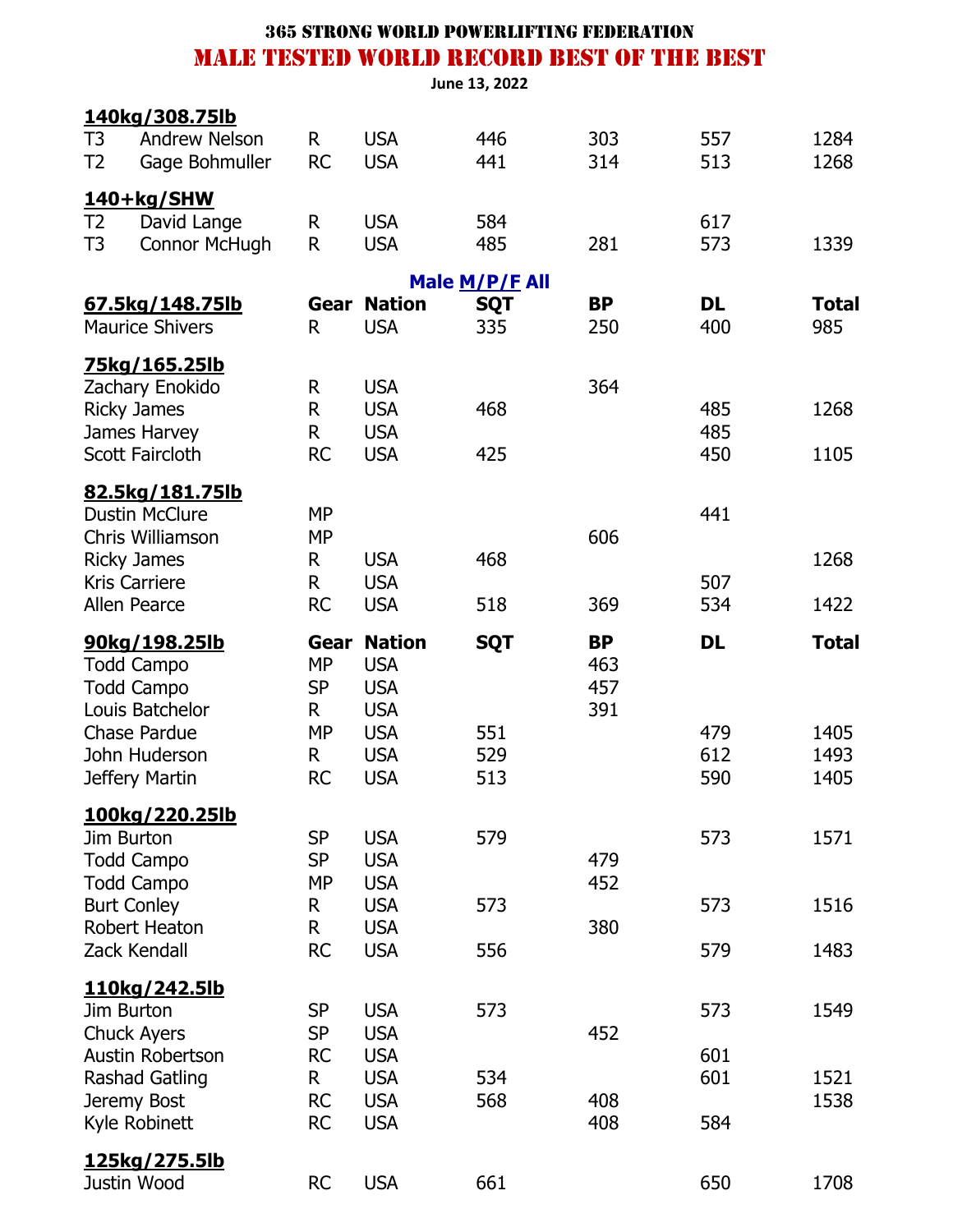**365 STRONG WORLD POWERLIFTING FEDERATION**

# MALE TESTED WORLD RECORD BEST OF THE BEST

**June 13, 2022**

| | | | | | | | |
|---|---|---|---|---|---|---|---|
| **140kg/308.75lb** | | | | | | | |
| T3 | Andrew Nelson | R | USA | 446 | 303 | 557 | 1284 |
| T2 | Gage Bohmuller | RC | USA | 441 | 314 | 513 | 1268 |
| **140+kg/SHW** | | | | | | | |
| T2 | David Lange | R | USA | 584 | | 617 | |
| T3 | Connor McHugh | R | USA | 485 | 281 | 573 | 1339 |

**Male M/P/F All**

| **67.5kg/148.75lb** | **Gear** | **Nation** | **SQT** | **BP** | **DL** | **Total** |
|---|---|---|---|---|---|---|
| Maurice Shivers | R | USA | 335 | 250 | 400 | 985 |
| **75kg/165.25lb** | | | | | | |
| Zachary Enokido | R | USA | | 364 | | |
| Ricky James | R | USA | 468 | | 485 | 1268 |
| James Harvey | R | USA | | | 485 | |
| Scott Faircloth | RC | USA | 425 | | 450 | 1105 |
| **82.5kg/181.75lb** | | | | | | |
| Dustin McClure | MP | | | | 441 | |
| Chris Williamson | MP | | | 606 | | |
| Ricky James | R | USA | 468 | | | 1268 |
| Kris Carriere | R | USA | | | 507 | |
| Allen Pearce | RC | USA | 518 | 369 | 534 | 1422 |
| **90kg/198.25lb** | **Gear** | **Nation** | **SQT** | **BP** | **DL** | **Total** |
| Todd Campo | MP | USA | | 463 | | |
| Todd Campo | SP | USA | | 457 | | |
| Louis Batchelor | R | USA | | 391 | | |
| Chase Pardue | MP | USA | 551 | | 479 | 1405 |
| John Huderson | R | USA | 529 | | 612 | 1493 |
| Jeffery Martin | RC | USA | 513 | | 590 | 1405 |
| **100kg/220.25lb** | | | | | | |
| Jim Burton | SP | USA | 579 | | 573 | 1571 |
| Todd Campo | SP | USA | | 479 | | |
| Todd Campo | MP | USA | | 452 | | |
| Burt Conley | R | USA | 573 | | 573 | 1516 |
| Robert Heaton | R | USA | | 380 | | |
| Zack Kendall | RC | USA | 556 | | 579 | 1483 |
| **110kg/242.5lb** | | | | | | |
| Jim Burton | SP | USA | 573 | | 573 | 1549 |
| Chuck Ayers | SP | USA | | 452 | | |
| Austin Robertson | RC | USA | | | 601 | |
| Rashad Gatling | R | USA | 534 | | 601 | 1521 |
| Jeremy Bost | RC | USA | 568 | 408 | | 1538 |
| Kyle Robinett | RC | USA | | 408 | 584 | |
| **125kg/275.5lb** | | | | | | |
| Justin Wood | RC | USA | 661 | | 650 | 1708 |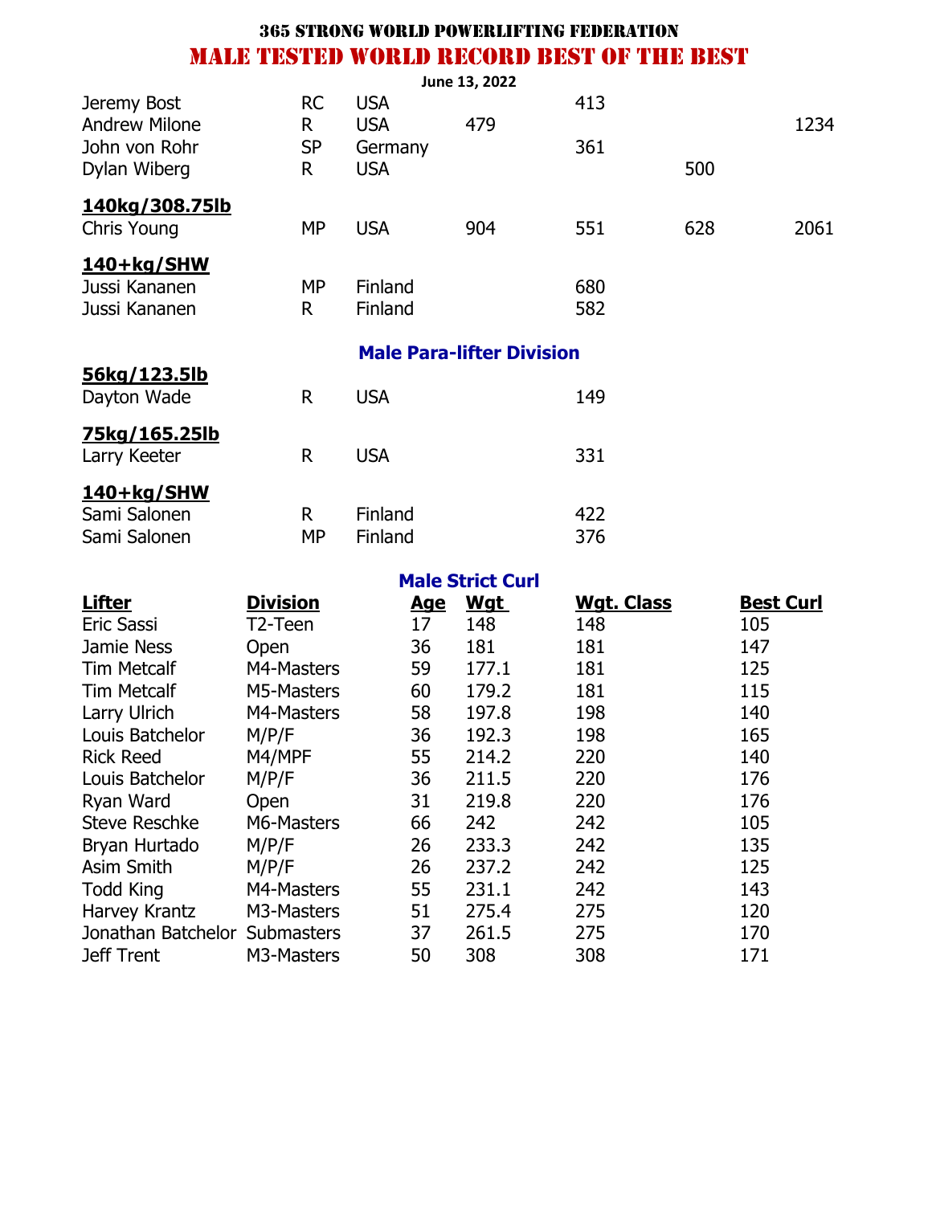| | | | | | | |
|---|---|---|---|---|---|---|
| Jeremy Bost | RC | USA | | 413 | | |
| Andrew Milone | R | USA | 479 | | | 1234 |
| John von Rohr | SP | Germany | | 361 | | |
| Dylan Wiberg | R | USA | | | 500 | |

**140kg/308.75lb**

| | | | | | | |
|---|---|---|---|---|---|---|
| Chris Young | MP | USA | 904 | 551 | 628 | 2061 |

**140+kg/SHW**

| | | | | | | |
|---|---|---|---|---|---|---|
| Jussi Kananen | MP | Finland | | 680 | | |
| Jussi Kananen | R | Finland | | 582 | | |

## Male Para-lifter Division

**56kg/123.5lb**

| | | | | | | |
|---|---|---|---|---|---|---|
| Dayton Wade | R | USA | | 149 | | |

**75kg/165.25lb**

| | | | | | | |
|---|---|---|---|---|---|---|
| Larry Keeter | R | USA | | 331 | | |

**140+kg/SHW**

| | | | | | | |
|---|---|---|---|---|---|---|
| Sami Salonen | R | Finland | | 422 | | |
| Sami Salonen | MP | Finland | | 376 | | |

## Male Strict Curl

| Lifter | Division | Age | Wgt | Wgt. Class | Best Curl |
|---|---|---|---|---|---|
| Eric Sassi | T2-Teen | 17 | 148 | 148 | 105 |
| Jamie Ness | Open | 36 | 181 | 181 | 147 |
| Tim Metcalf | M4-Masters | 59 | 177.1 | 181 | 125 |
| Tim Metcalf | M5-Masters | 60 | 179.2 | 181 | 115 |
| Larry Ulrich | M4-Masters | 58 | 197.8 | 198 | 140 |
| Louis Batchelor | M/P/F | 36 | 192.3 | 198 | 165 |
| Rick Reed | M4/MPF | 55 | 214.2 | 220 | 140 |
| Louis Batchelor | M/P/F | 36 | 211.5 | 220 | 176 |
| Ryan Ward | Open | 31 | 219.8 | 220 | 176 |
| Steve Reschke | M6-Masters | 66 | 242 | 242 | 105 |
| Bryan Hurtado | M/P/F | 26 | 233.3 | 242 | 135 |
| Asim Smith | M/P/F | 26 | 237.2 | 242 | 125 |
| Todd King | M4-Masters | 55 | 231.1 | 242 | 143 |
| Harvey Krantz | M3-Masters | 51 | 275.4 | 275 | 120 |
| Jonathan Batchelor | Submasters | 37 | 261.5 | 275 | 170 |
| Jeff Trent | M3-Masters | 50 | 308 | 308 | 171 |